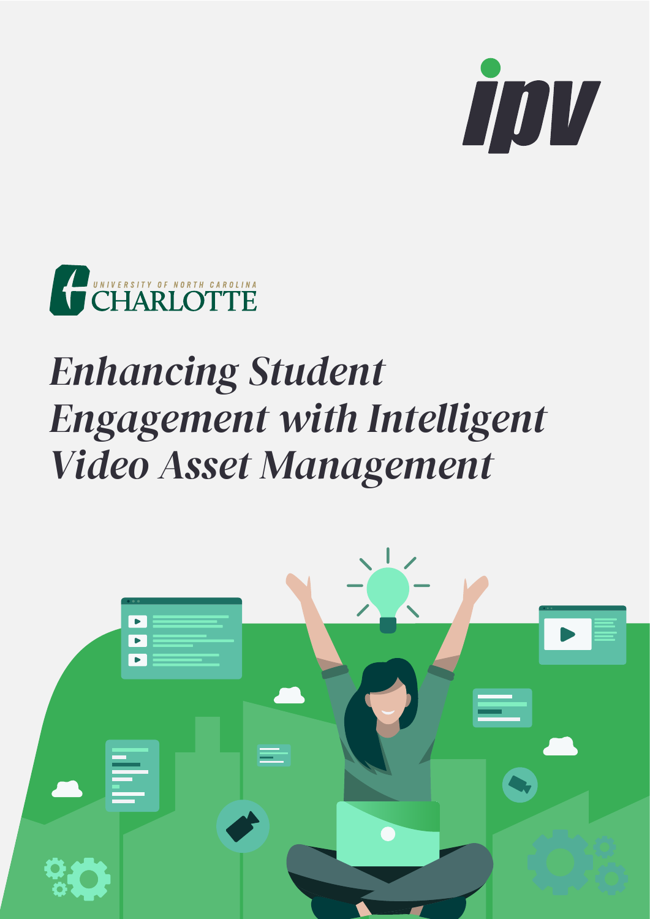ipv

UNIVERSITY OF NORTH CAROLINA
CHARLOTTE

# *Enhancing Student Engagement with Intelligent Video Asset Management*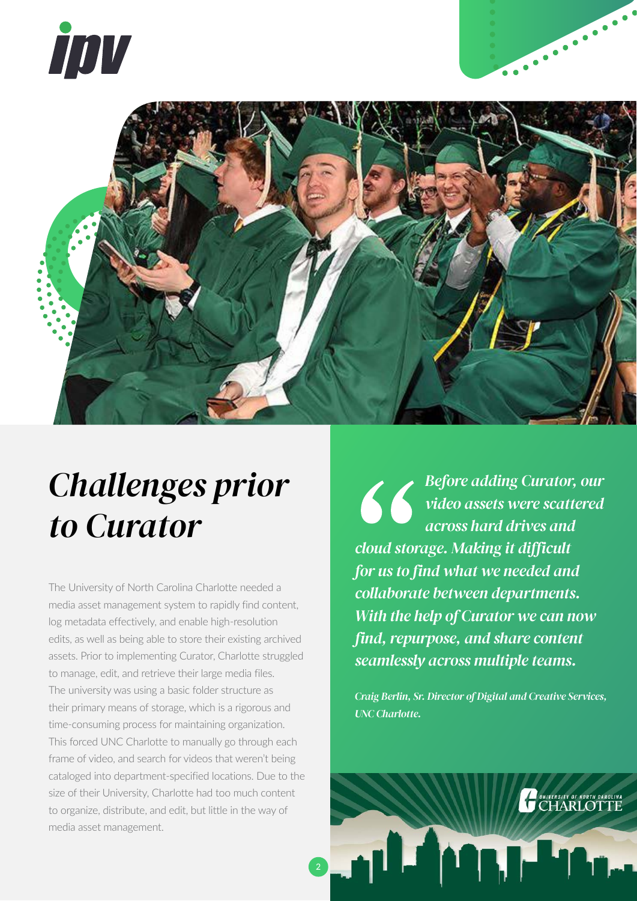# Challenges prior to Curator

The University of North Carolina Charlotte needed a media asset management system to rapidly find content, log metadata effectively, and enable high-resolution edits, as well as being able to store their existing archived assets. Prior to implementing Curator, Charlotte struggled to manage, edit, and retrieve their large media files. The university was using a basic folder structure as their primary means of storage, which is a rigorous and time-consuming process for maintaining organization. This forced UNC Charlotte to manually go through each frame of video, and search for videos that weren't being cataloged into department-specified locations. Due to the size of their University, Charlotte had too much content to organize, distribute, and edit, but little in the way of media asset management.

> ***"Before adding Curator, our video assets were scattered across hard drives and cloud storage. Making it difficult for us to find what we needed and collaborate between departments. With the help of Curator we can now find, repurpose, and share content seamlessly across multiple teams.***
>
> ***Craig Berlin, Sr. Director of Digital and Creative Services, UNC Charlotte.***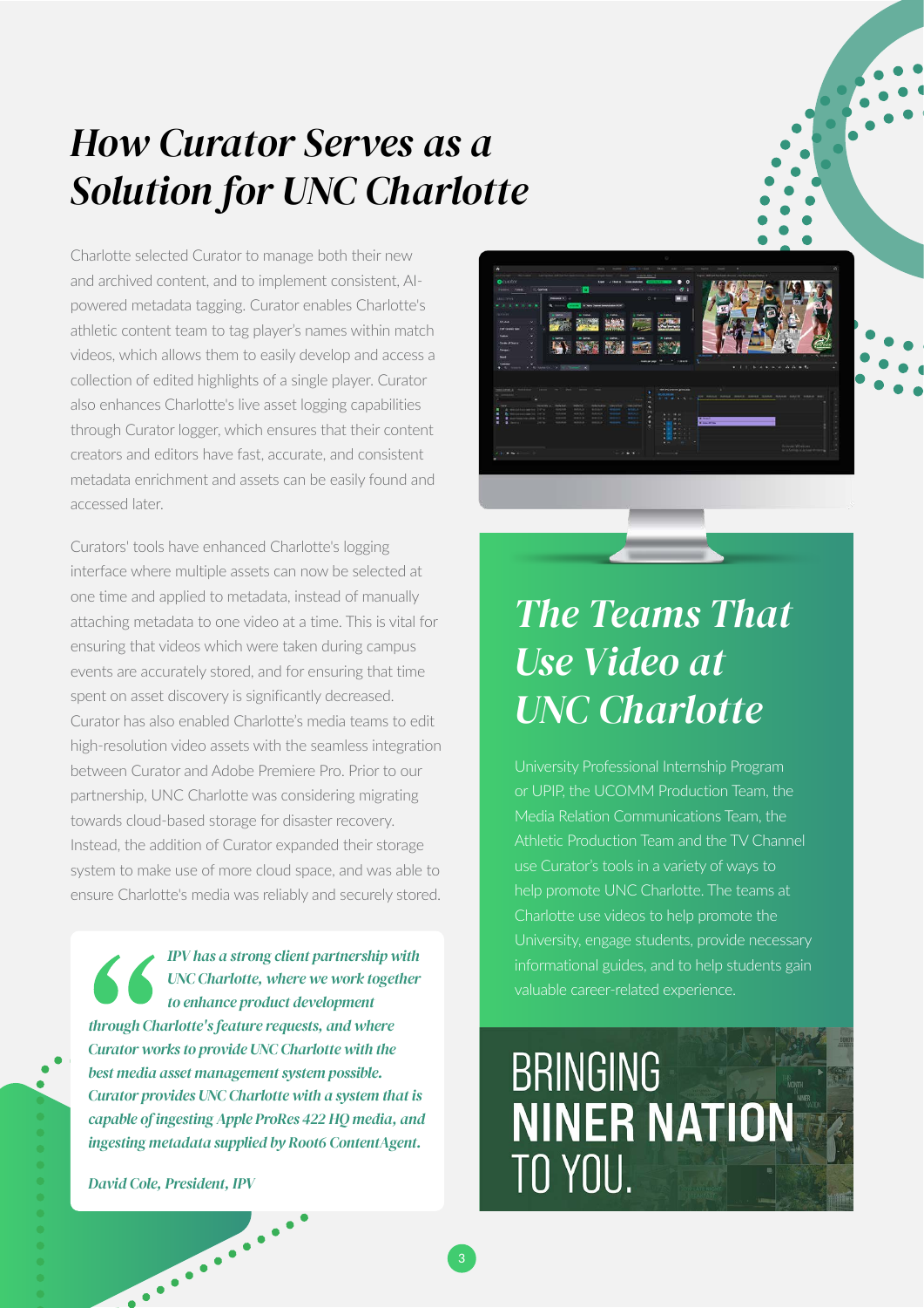# *How Curator Serves as a Solution for UNC Charlotte*

Charlotte selected Curator to manage both their new and archived content, and to implement consistent, AI-powered metadata tagging. Curator enables Charlotte's athletic content team to tag player's names within match videos, which allows them to easily develop and access a collection of edited highlights of a single player. Curator also enhances Charlotte's live asset logging capabilities through Curator logger, which ensures that their content creators and editors have fast, accurate, and consistent metadata enrichment and assets can be easily found and accessed later.

Curators' tools have enhanced Charlotte's logging interface where multiple assets can now be selected at one time and applied to metadata, instead of manually attaching metadata to one video at a time. This is vital for ensuring that videos which were taken during campus events are accurately stored, and for ensuring that time spent on asset discovery is significantly decreased. Curator has also enabled Charlotte's media teams to edit high-resolution video assets with the seamless integration between Curator and Adobe Premiere Pro. Prior to our partnership, UNC Charlotte was considering migrating towards cloud-based storage for disaster recovery. Instead, the addition of Curator expanded their storage system to make use of more cloud space, and was able to ensure Charlotte's media was reliably and securely stored.

> ***"IPV has a strong client partnership with UNC Charlotte, where we work together to enhance product development through Charlotte's feature requests, and where Curator works to provide UNC Charlotte with the best media asset management system possible. Curator provides UNC Charlotte with a system that is capable of ingesting Apple ProRes 422 HQ media, and ingesting metadata supplied by Root6 ContentAgent.***
>
> *David Cole, President, IPV*

## *The Teams That Use Video at UNC Charlotte*

University Professional Internship Program or UPIP, the UCOMM Production Team, the Media Relation Communications Team, the Athletic Production Team and the TV Channel use Curator's tools in a variety of ways to help promote UNC Charlotte. The teams at Charlotte use videos to help promote the University, engage students, provide necessary informational guides, and to help students gain valuable career-related experience.

BRINGING **NINER NATION** TO YOU.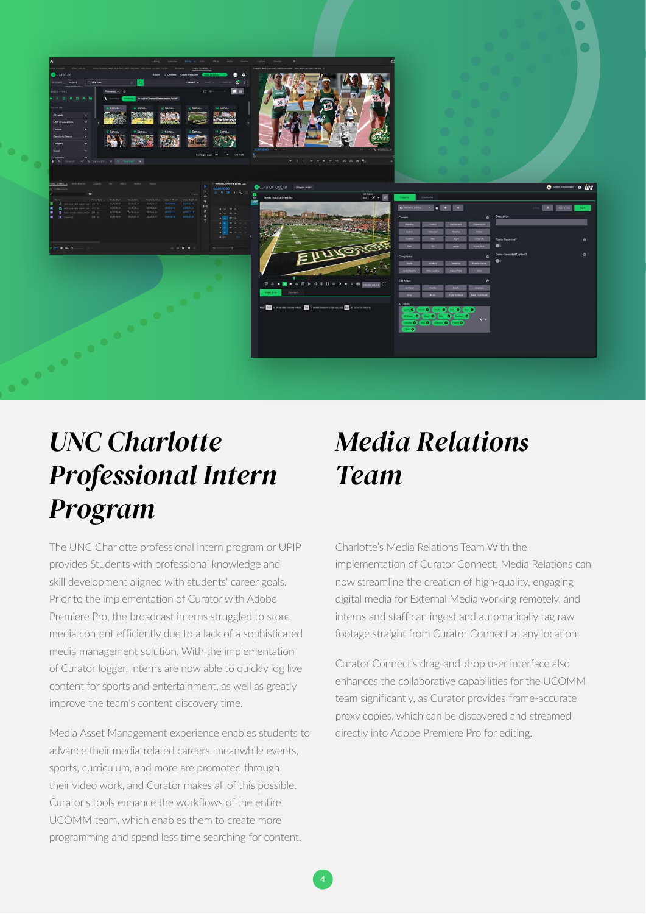## UNC Charlotte Professional Intern Program

The UNC Charlotte professional intern program or UPIP provides Students with professional knowledge and skill development aligned with students' career goals. Prior to the implementation of Curator with Adobe Premiere Pro, the broadcast interns struggled to store media content efficiently due to a lack of a sophisticated media management solution. With the implementation of Curator logger, interns are now able to quickly log live content for sports and entertainment, as well as greatly improve the team's content discovery time.

Media Asset Management experience enables students to advance their media-related careers, meanwhile events, sports, curriculum, and more are promoted through their video work, and Curator makes all of this possible. Curator's tools enhance the workflows of the entire UCOMM team, which enables them to create more programming and spend less time searching for content.

## Media Relations Team

Charlotte's Media Relations Team With the implementation of Curator Connect, Media Relations can now streamline the creation of high-quality, engaging digital media for External Media working remotely, and interns and staff can ingest and automatically tag raw footage straight from Curator Connect at any location.

Curator Connect's drag-and-drop user interface also enhances the collaborative capabilities for the UCOMM team significantly, as Curator provides frame-accurate proxy copies, which can be discovered and streamed directly into Adobe Premiere Pro for editing.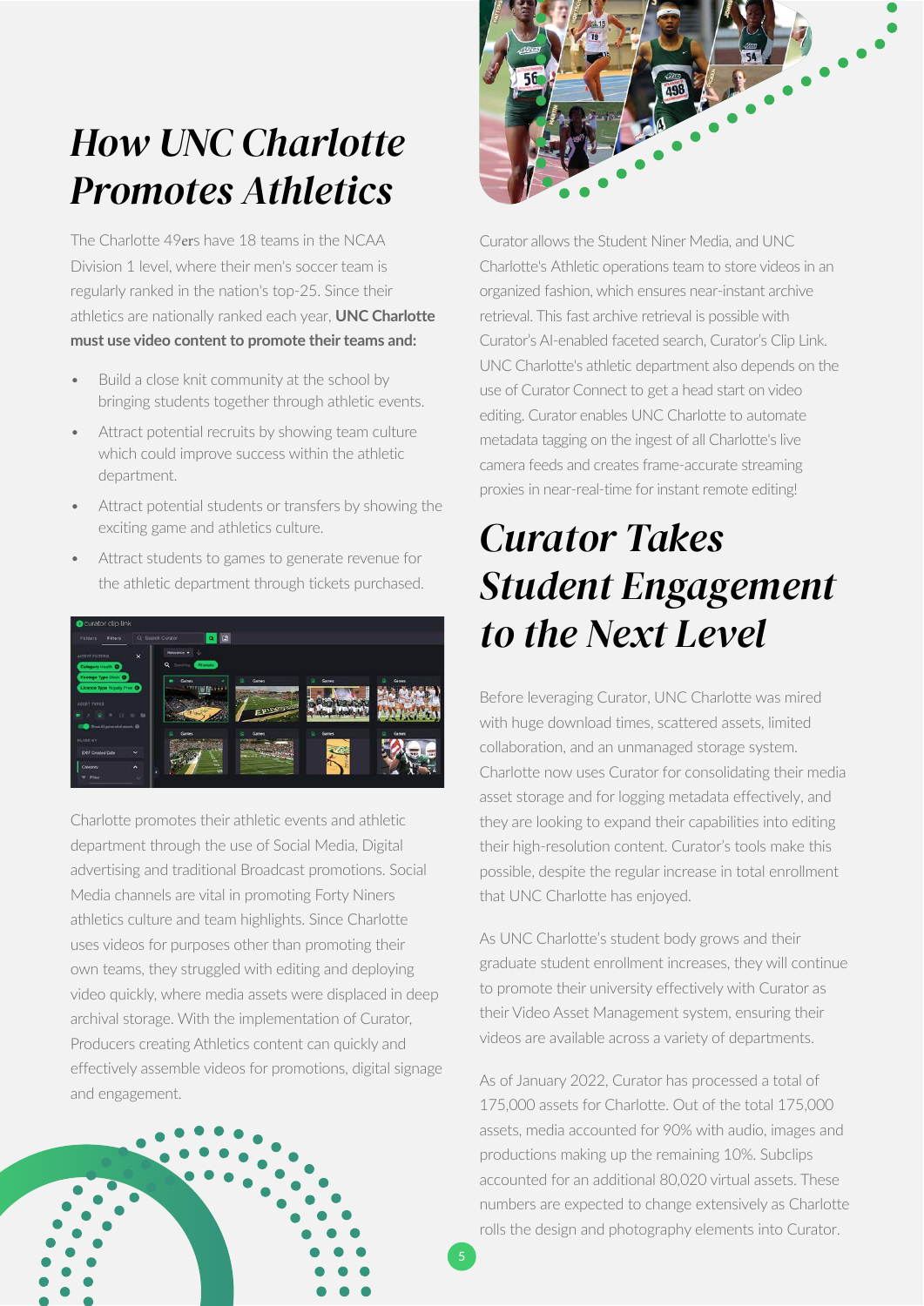# *How UNC Charlotte Promotes Athletics*

The Charlotte 49ers have 18 teams in the NCAA Division 1 level, where their men's soccer team is regularly ranked in the nation's top-25. Since their athletics are nationally ranked each year, **UNC Charlotte must use video content to promote their teams and:**

- Build a close knit community at the school by bringing students together through athletic events.
- Attract potential recruits by showing team culture which could improve success within the athletic department.
- Attract potential students or transfers by showing the exciting game and athletics culture.
- Attract students to games to generate revenue for the athletic department through tickets purchased.

Charlotte promotes their athletic events and athletic department through the use of Social Media, Digital advertising and traditional Broadcast promotions. Social Media channels are vital in promoting Forty Niners athletics culture and team highlights. Since Charlotte uses videos for purposes other than promoting their own teams, they struggled with editing and deploying video quickly, where media assets were displaced in deep archival storage. With the implementation of Curator, Producers creating Athletics content can quickly and effectively assemble videos for promotions, digital signage and engagement.

Curator allows the Student Niner Media, and UNC Charlotte's Athletic operations team to store videos in an organized fashion, which ensures near-instant archive retrieval. This fast archive retrieval is possible with Curator's AI-enabled faceted search, Curator's Clip Link. UNC Charlotte's athletic department also depends on the use of Curator Connect to get a head start on video editing. Curator enables UNC Charlotte to automate metadata tagging on the ingest of all Charlotte's live camera feeds and creates frame-accurate streaming proxies in near-real-time for instant remote editing!

# *Curator Takes Student Engagement to the Next Level*

Before leveraging Curator, UNC Charlotte was mired with huge download times, scattered assets, limited collaboration, and an unmanaged storage system. Charlotte now uses Curator for consolidating their media asset storage and for logging metadata effectively, and they are looking to expand their capabilities into editing their high-resolution content. Curator's tools make this possible, despite the regular increase in total enrollment that UNC Charlotte has enjoyed.

As UNC Charlotte's student body grows and their graduate student enrollment increases, they will continue to promote their university effectively with Curator as their Video Asset Management system, ensuring their videos are available across a variety of departments.

As of January 2022, Curator has processed a total of 175,000 assets for Charlotte. Out of the total 175,000 assets, media accounted for 90% with audio, images and productions making up the remaining 10%. Subclips accounted for an additional 80,020 virtual assets. These numbers are expected to change extensively as Charlotte rolls the design and photography elements into Curator.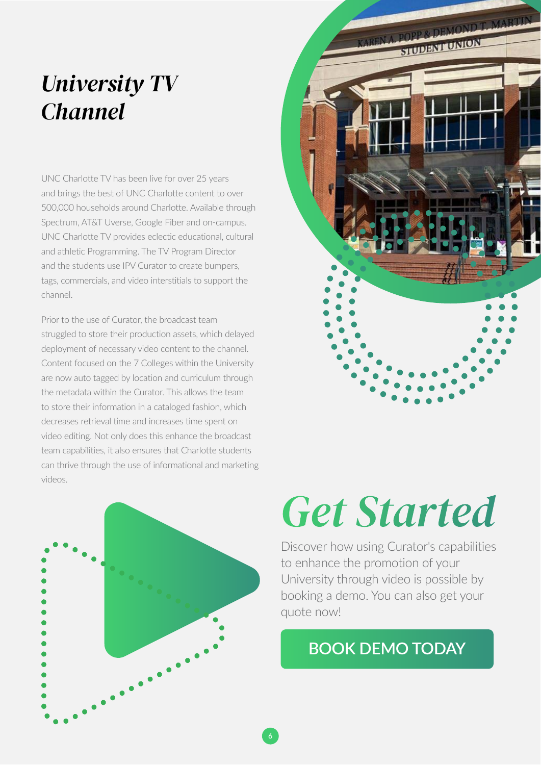## *University TV Channel*

UNC Charlotte TV has been live for over 25 years and brings the best of UNC Charlotte content to over 500,000 households around Charlotte. Available through Spectrum, AT&T Uverse, Google Fiber and on-campus. UNC Charlotte TV provides eclectic educational, cultural and athletic Programming. The TV Program Director and the students use IPV Curator to create bumpers, tags, commercials, and video interstitials to support the channel.

Prior to the use of Curator, the broadcast team struggled to store their production assets, which delayed deployment of necessary video content to the channel. Content focused on the 7 Colleges within the University are now auto tagged by location and curriculum through the metadata within the Curator. This allows the team to store their information in a cataloged fashion, which decreases retrieval time and increases time spent on video editing. Not only does this enhance the broadcast team capabilities, it also ensures that Charlotte students can thrive through the use of informational and marketing videos.

# *Get Started*

Discover how using Curator's capabilities to enhance the promotion of your University through video is possible by booking a demo. You can also get your quote now!

BOOK DEMO TODAY